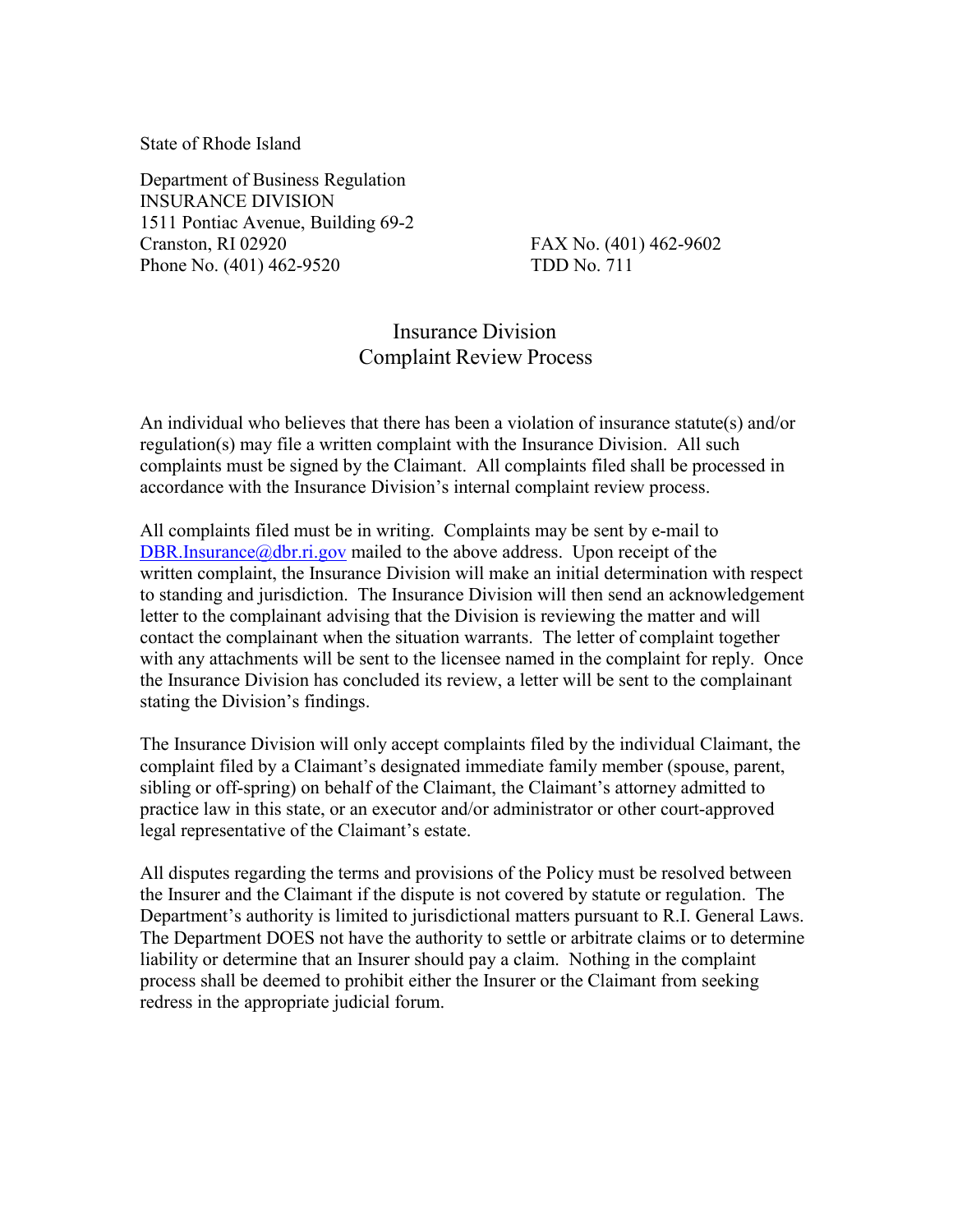State of Rhode Island

Department of Business Regulation
INSURANCE DIVISION
1511 Pontiac Avenue, Building 69-2
Cranston, RI 02920
Phone No. (401) 462-9520

FAX No. (401) 462-9602
TDD No. 711

## Insurance Division
## Complaint Review Process

An individual who believes that there has been a violation of insurance statute(s) and/or regulation(s) may file a written complaint with the Insurance Division. All such complaints must be signed by the Claimant. All complaints filed shall be processed in accordance with the Insurance Division's internal complaint review process.

All complaints filed must be in writing. Complaints may be sent by e-mail to DBR.Insurance@dbr.ri.gov mailed to the above address. Upon receipt of the written complaint, the Insurance Division will make an initial determination with respect to standing and jurisdiction. The Insurance Division will then send an acknowledgement letter to the complainant advising that the Division is reviewing the matter and will contact the complainant when the situation warrants. The letter of complaint together with any attachments will be sent to the licensee named in the complaint for reply. Once the Insurance Division has concluded its review, a letter will be sent to the complainant stating the Division's findings.

The Insurance Division will only accept complaints filed by the individual Claimant, the complaint filed by a Claimant's designated immediate family member (spouse, parent, sibling or off-spring) on behalf of the Claimant, the Claimant's attorney admitted to practice law in this state, or an executor and/or administrator or other court-approved legal representative of the Claimant's estate.

All disputes regarding the terms and provisions of the Policy must be resolved between the Insurer and the Claimant if the dispute is not covered by statute or regulation. The Department's authority is limited to jurisdictional matters pursuant to R.I. General Laws. The Department DOES not have the authority to settle or arbitrate claims or to determine liability or determine that an Insurer should pay a claim. Nothing in the complaint process shall be deemed to prohibit either the Insurer or the Claimant from seeking redress in the appropriate judicial forum.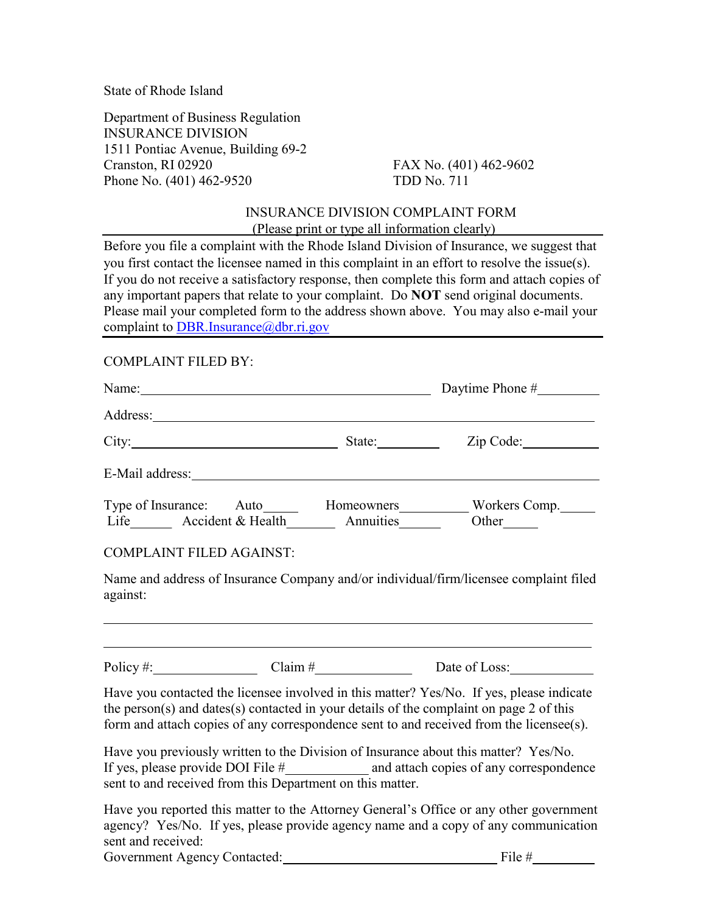State of Rhode Island

Department of Business Regulation
INSURANCE DIVISION
1511 Pontiac Avenue, Building 69-2
Cranston, RI 02920
Phone No. (401) 462-9520

FAX No. (401) 462-9602
TDD No. 711

## INSURANCE DIVISION COMPLAINT FORM

(Please print or type all information clearly)

Before you file a complaint with the Rhode Island Division of Insurance, we suggest that you first contact the licensee named in this complaint in an effort to resolve the issue(s). If you do not receive a satisfactory response, then complete this form and attach copies of any important papers that relate to your complaint. Do **NOT** send original documents. Please mail your completed form to the address shown above. You may also e-mail your complaint to DBR.Insurance@dbr.ri.gov

COMPLAINT FILED BY:

Name:_______________________________________ Daytime Phone #_________

Address:_______________________________________________________________

City:_____________________________ State:_________ Zip Code:___________

E-Mail address:__________________________________________________________

Type of Insurance: Auto_____ Homeowners__________ Workers Comp._____
Life______ Accident & Health_______ Annuities______ Other_____

COMPLAINT FILED AGAINST:

Name and address of Insurance Company and/or individual/firm/licensee complaint filed against:

_________________________________________________________________________

_________________________________________________________________________

Policy #:_______________ Claim #_____________ Date of Loss:____________

Have you contacted the licensee involved in this matter? Yes/No. If yes, please indicate the person(s) and dates(s) contacted in your details of the complaint on page 2 of this form and attach copies of any correspondence sent to and received from the licensee(s).

Have you previously written to the Division of Insurance about this matter? Yes/No. If yes, please provide DOI File #____________ and attach copies of any correspondence sent to and received from this Department on this matter.

Have you reported this matter to the Attorney General's Office or any other government agency? Yes/No. If yes, please provide agency name and a copy of any communication sent and received:
Government Agency Contacted:________________________________ File #_________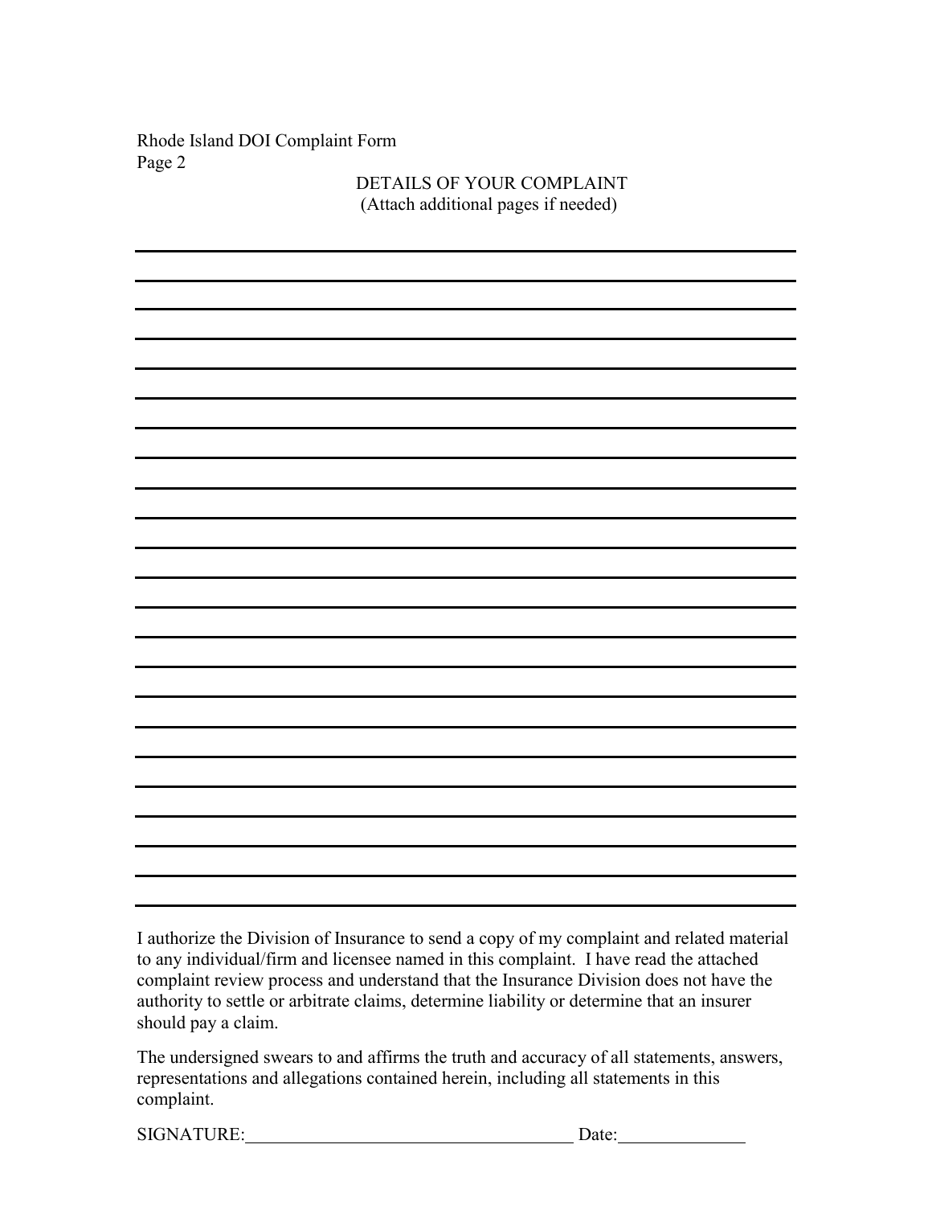Rhode Island DOI Complaint Form
Page 2

## DETAILS OF YOUR COMPLAINT

(Attach additional pages if needed)

I authorize the Division of Insurance to send a copy of my complaint and related material to any individual/firm and licensee named in this complaint. I have read the attached complaint review process and understand that the Insurance Division does not have the authority to settle or arbitrate claims, determine liability or determine that an insurer should pay a claim.

The undersigned swears to and affirms the truth and accuracy of all statements, answers, representations and allegations contained herein, including all statements in this complaint.

SIGNATURE:______________________________________ Date:______________